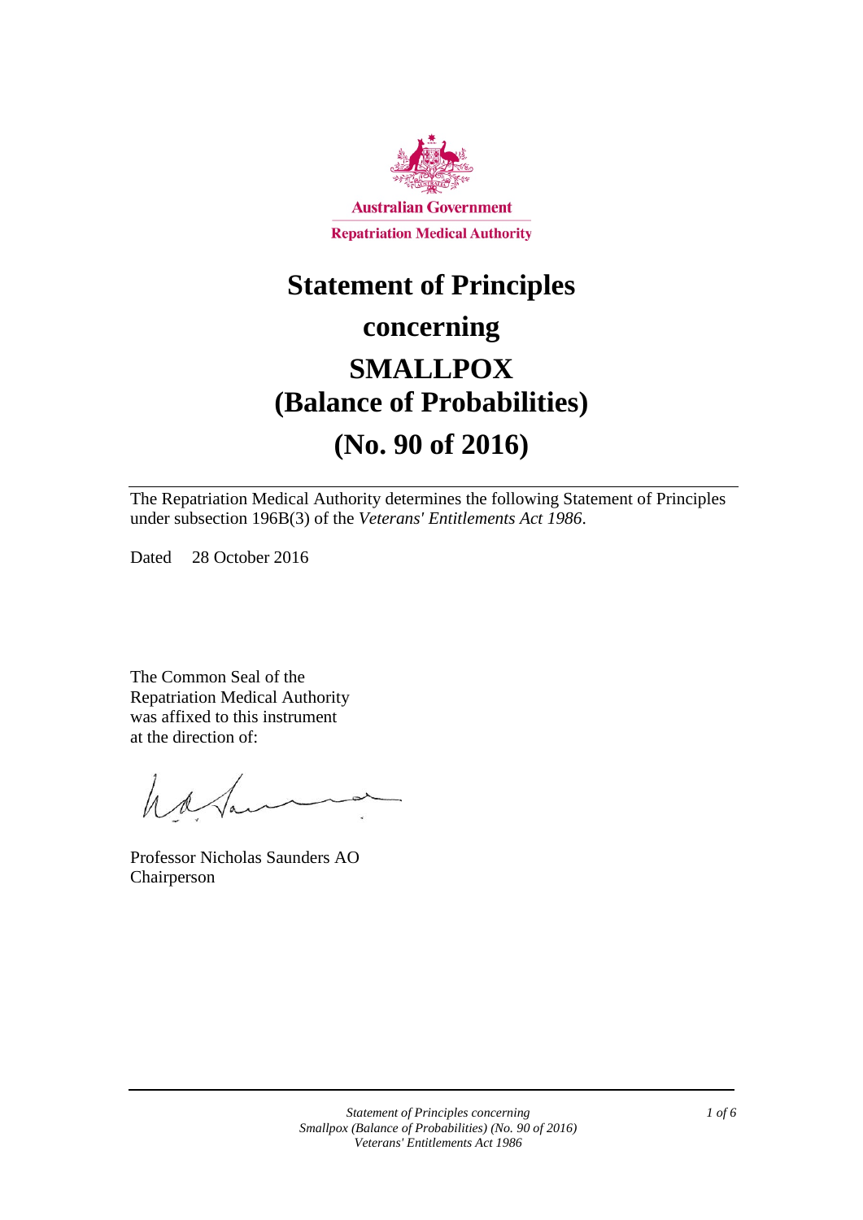Australian Government

Repatriation Medical Authority

# Statement of Principles concerning SMALLPOX (Balance of Probabilities) (No. 90 of 2016)

The Repatriation Medical Authority determines the following Statement of Principles under subsection 196B(3) of the *Veterans' Entitlements Act 1986*.

Dated 28 October 2016

The Common Seal of the Repatriation Medical Authority was affixed to this instrument at the direction of:

Professor Nicholas Saunders AO
Chairperson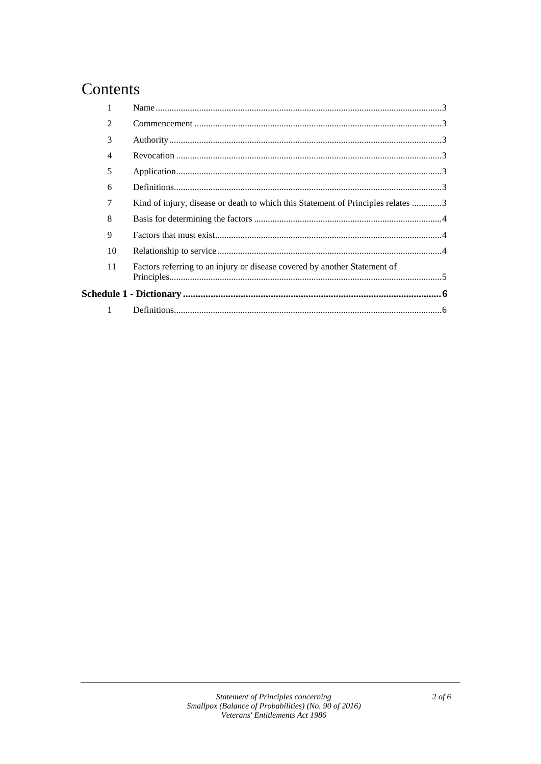# Contents

| | | |
|---|---|---|
| 1 | Name | 3 |
| 2 | Commencement | 3 |
| 3 | Authority | 3 |
| 4 | Revocation | 3 |
| 5 | Application | 3 |
| 6 | Definitions | 3 |
| 7 | Kind of injury, disease or death to which this Statement of Principles relates | 3 |
| 8 | Basis for determining the factors | 4 |
| 9 | Factors that must exist | 4 |
| 10 | Relationship to service | 4 |
| 11 | Factors referring to an injury or disease covered by another Statement of Principles | 5 |
| **Schedule 1 - Dictionary** | | **6** |
| 1 | Definitions | 6 |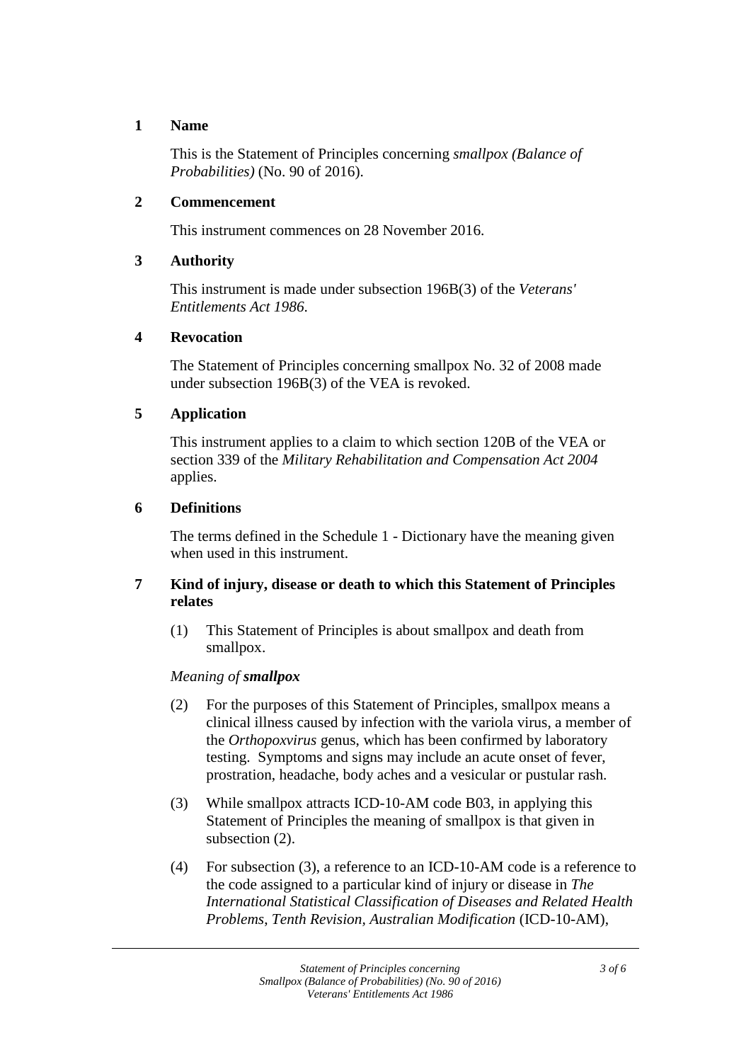## 1 Name

This is the Statement of Principles concerning *smallpox (Balance of Probabilities)* (No. 90 of 2016).

## 2 Commencement

This instrument commences on 28 November 2016.

## 3 Authority

This instrument is made under subsection 196B(3) of the *Veterans' Entitlements Act 1986*.

## 4 Revocation

The Statement of Principles concerning smallpox No. 32 of 2008 made under subsection 196B(3) of the VEA is revoked.

## 5 Application

This instrument applies to a claim to which section 120B of the VEA or section 339 of the *Military Rehabilitation and Compensation Act 2004* applies.

## 6 Definitions

The terms defined in the Schedule 1 - Dictionary have the meaning given when used in this instrument.

## 7 Kind of injury, disease or death to which this Statement of Principles relates

(1) This Statement of Principles is about smallpox and death from smallpox.

*Meaning of **smallpox***

(2) For the purposes of this Statement of Principles, smallpox means a clinical illness caused by infection with the variola virus, a member of the *Orthopoxvirus* genus, which has been confirmed by laboratory testing. Symptoms and signs may include an acute onset of fever, prostration, headache, body aches and a vesicular or pustular rash.

(3) While smallpox attracts ICD-10-AM code B03, in applying this Statement of Principles the meaning of smallpox is that given in subsection (2).

(4) For subsection (3), a reference to an ICD-10-AM code is a reference to the code assigned to a particular kind of injury or disease in *The International Statistical Classification of Diseases and Related Health Problems, Tenth Revision, Australian Modification* (ICD-10-AM),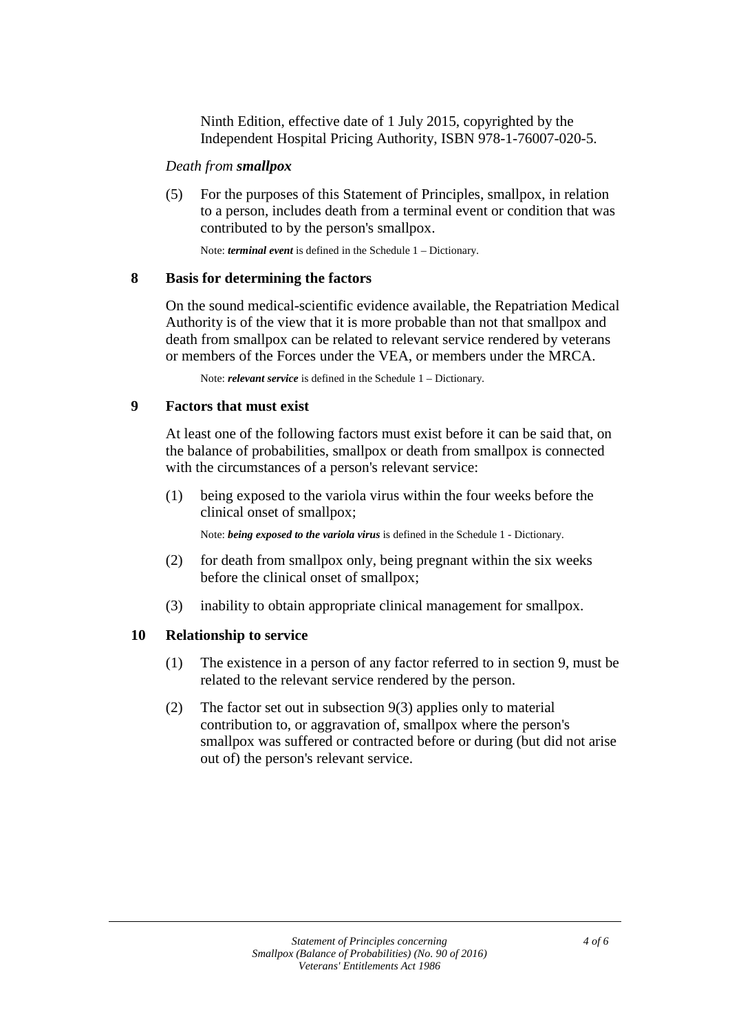Ninth Edition, effective date of 1 July 2015, copyrighted by the Independent Hospital Pricing Authority, ISBN 978-1-76007-020-5.

*Death from **smallpox***

(5) For the purposes of this Statement of Principles, smallpox, in relation to a person, includes death from a terminal event or condition that was contributed to by the person's smallpox.

Note: ***terminal event*** is defined in the Schedule 1 – Dictionary.

## 8 Basis for determining the factors

On the sound medical-scientific evidence available, the Repatriation Medical Authority is of the view that it is more probable than not that smallpox and death from smallpox can be related to relevant service rendered by veterans or members of the Forces under the VEA, or members under the MRCA.

Note: ***relevant service*** is defined in the Schedule 1 – Dictionary.

## 9 Factors that must exist

At least one of the following factors must exist before it can be said that, on the balance of probabilities, smallpox or death from smallpox is connected with the circumstances of a person's relevant service:

(1) being exposed to the variola virus within the four weeks before the clinical onset of smallpox;

Note: ***being exposed to the variola virus*** is defined in the Schedule 1 - Dictionary.

(2) for death from smallpox only, being pregnant within the six weeks before the clinical onset of smallpox;

(3) inability to obtain appropriate clinical management for smallpox.

## 10 Relationship to service

(1) The existence in a person of any factor referred to in section 9, must be related to the relevant service rendered by the person.

(2) The factor set out in subsection 9(3) applies only to material contribution to, or aggravation of, smallpox where the person's smallpox was suffered or contracted before or during (but did not arise out of) the person's relevant service.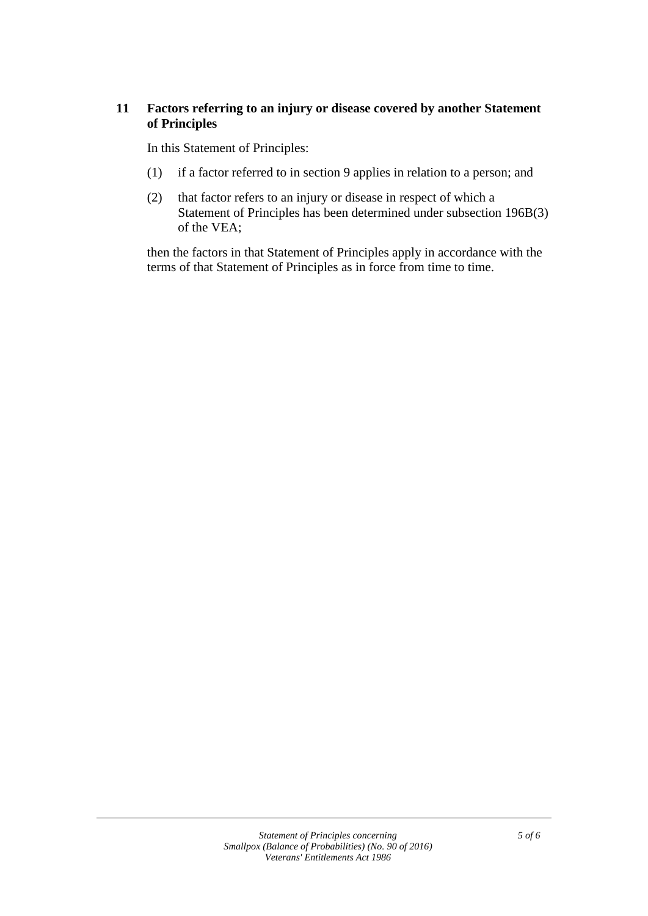## 11 Factors referring to an injury or disease covered by another Statement of Principles

In this Statement of Principles:

(1) if a factor referred to in section 9 applies in relation to a person; and

(2) that factor refers to an injury or disease in respect of which a Statement of Principles has been determined under subsection 196B(3) of the VEA;

then the factors in that Statement of Principles apply in accordance with the terms of that Statement of Principles as in force from time to time.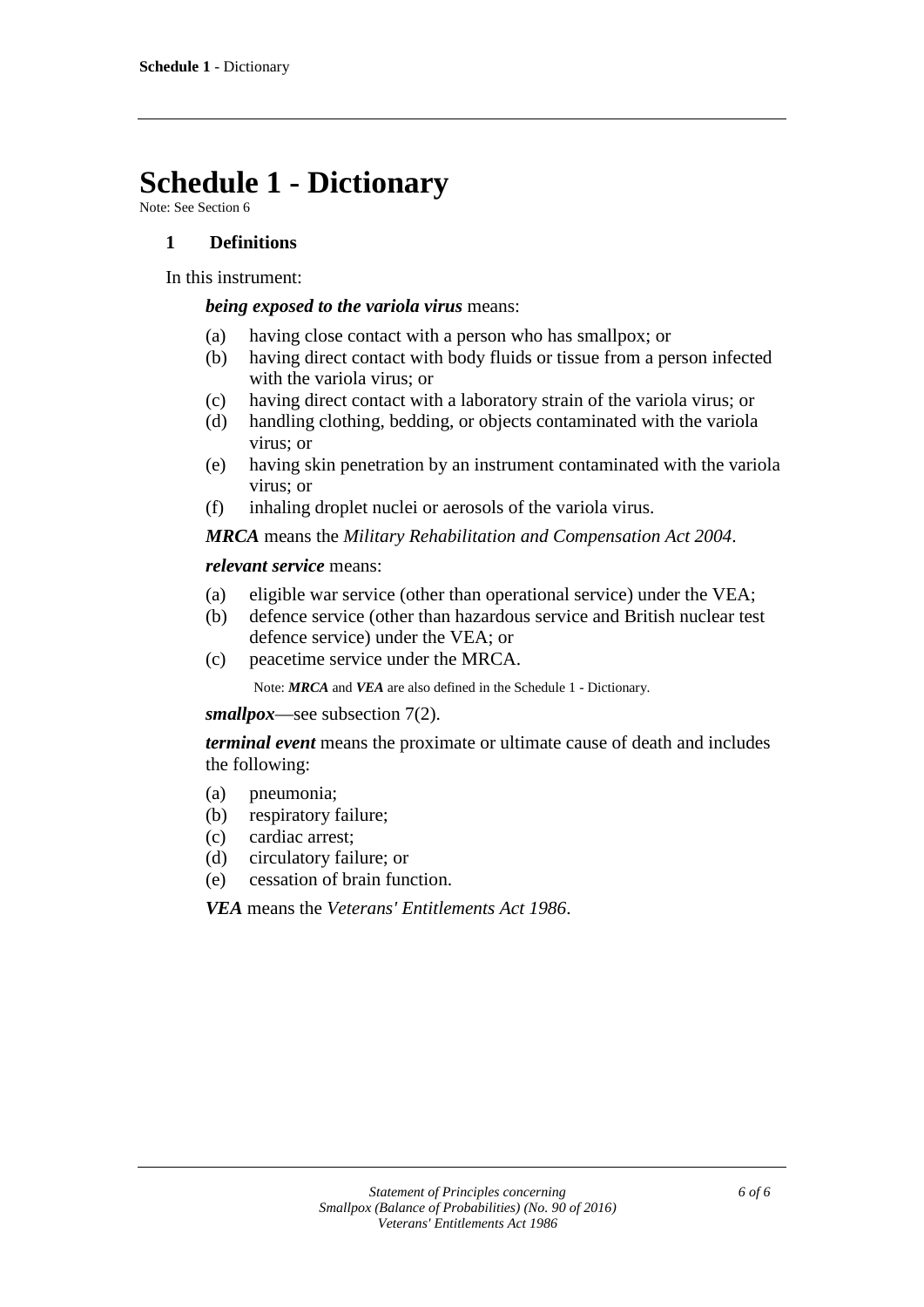# Schedule 1 - Dictionary

Note: See Section 6

## 1 Definitions

In this instrument:

***being exposed to the variola virus*** means:

(a) having close contact with a person who has smallpox; or
(b) having direct contact with body fluids or tissue from a person infected with the variola virus; or
(c) having direct contact with a laboratory strain of the variola virus; or
(d) handling clothing, bedding, or objects contaminated with the variola virus; or
(e) having skin penetration by an instrument contaminated with the variola virus; or
(f) inhaling droplet nuclei or aerosols of the variola virus.

***MRCA*** means the *Military Rehabilitation and Compensation Act 2004*.

***relevant service*** means:

(a) eligible war service (other than operational service) under the VEA;
(b) defence service (other than hazardous service and British nuclear test defence service) under the VEA; or
(c) peacetime service under the MRCA.

Note: ***MRCA*** and ***VEA*** are also defined in the Schedule 1 - Dictionary.

***smallpox***—see subsection 7(2).

***terminal event*** means the proximate or ultimate cause of death and includes the following:

(a) pneumonia;
(b) respiratory failure;
(c) cardiac arrest;
(d) circulatory failure; or
(e) cessation of brain function.

***VEA*** means the *Veterans' Entitlements Act 1986*.